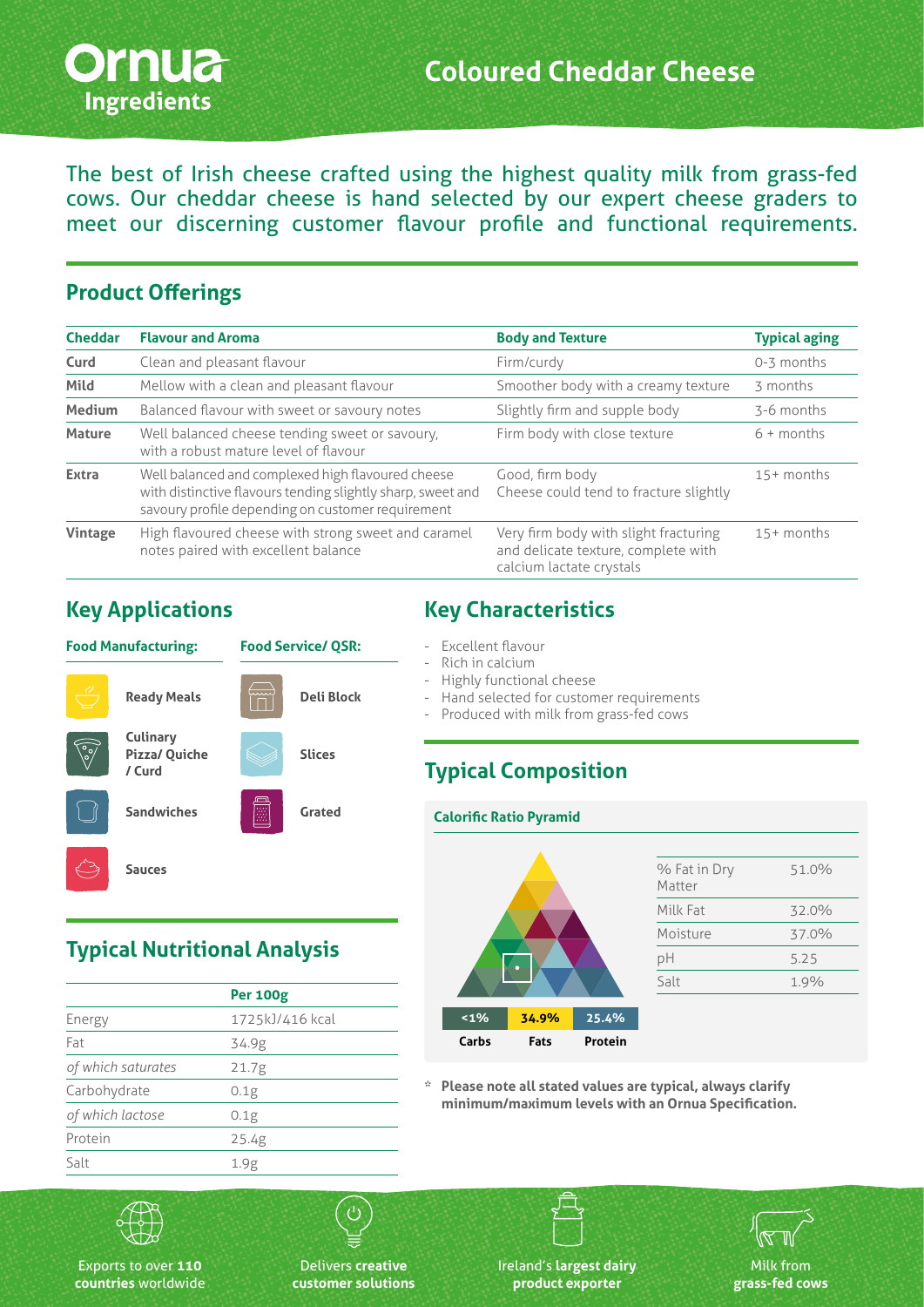# Ornua Ingredients

# Coloured Cheddar Cheese

The best of Irish cheese crafted using the highest quality milk from grass-fed cows. Our cheddar cheese is hand selected by our expert cheese graders to meet our discerning customer flavour profile and functional requirements.

## Product Offerings

| Cheddar | Flavour and Aroma | Body and Texture | Typical aging |
|---|---|---|---|
| Curd | Clean and pleasant flavour | Firm/curdy | 0-3 months |
| Mild | Mellow with a clean and pleasant flavour | Smoother body with a creamy texture | 3 months |
| Medium | Balanced flavour with sweet or savoury notes | Slightly firm and supple body | 3-6 months |
| Mature | Well balanced cheese tending sweet or savoury, with a robust mature level of flavour | Firm body with close texture | 6 + months |
| Extra | Well balanced and complexed high flavoured cheese with distinctive flavours tending slightly sharp, sweet and savoury profile depending on customer requirement | Good, firm body Cheese could tend to fracture slightly | 15+ months |
| Vintage | High flavoured cheese with strong sweet and caramel notes paired with excellent balance | Very firm body with slight fracturing and delicate texture, complete with calcium lactate crystals | 15+ months |

## Key Applications

**Food Manufacturing:**

- Ready Meals
- Culinary Pizza/ Quiche / Curd
- Sandwiches
- Sauces

**Food Service/ QSR:**

- Deli Block
- Slices
- Grated

## Typical Nutritional Analysis

| | Per 100g |
|---|---|
| Energy | 1725kJ/416 kcal |
| Fat | 34.9g |
| *of which saturates* | 21.7g |
| Carbohydrate | 0.1g |
| *of which lactose* | 0.1g |
| Protein | 25.4g |
| Salt | 1.9g |

## Key Characteristics

- Excellent flavour
- Rich in calcium
- Highly functional cheese
- Hand selected for customer requirements
- Produced with milk from grass-fed cows

## Typical Composition

**Calorific Ratio Pyramid**

| Carbs | Fats | Protein |
|---|---|---|
| <1% | 34.9% | 25.4% |

| | |
|---|---|
| % Fat in Dry Matter | 51.0% |
| Milk Fat | 32.0% |
| Moisture | 37.0% |
| pH | 5.25 |
| Salt | 1.9% |

\* **Please note all stated values are typical, always clarify minimum/maximum levels with an Ornua Specification.**

Exports to over **110 countries** worldwide

Delivers **creative customer solutions**

Ireland's **largest dairy product exporter**

Milk from **grass-fed cows**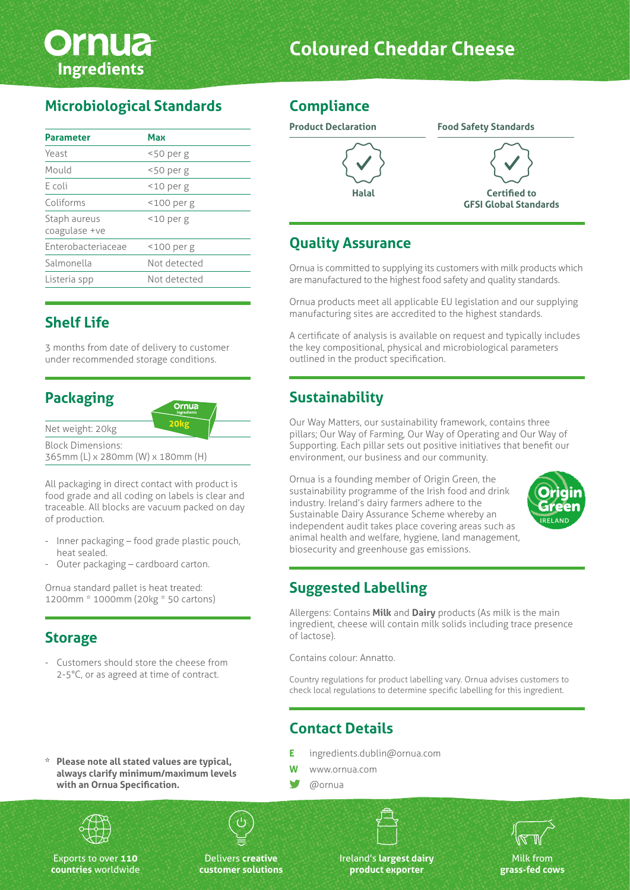# Coloured Cheddar Cheese

## Microbiological Standards

| Parameter | Max |
|---|---|
| Yeast | <50 per g |
| Mould | <50 per g |
| E coli | <10 per g |
| Coliforms | <100 per g |
| Staph aureus coagulase +ve | <10 per g |
| Enterobacteriaceae | <100 per g |
| Salmonella | Not detected |
| Listeria spp | Not detected |

## Shelf Life

3 months from date of delivery to customer under recommended storage conditions.

## Packaging

Net weight: 20kg

Block Dimensions:
365mm (L) x 280mm (W) x 180mm (H)

All packaging in direct contact with product is food grade and all coding on labels is clear and traceable. All blocks are vacuum packed on day of production.

- Inner packaging – food grade plastic pouch, heat sealed.
- Outer packaging – cardboard carton.

Ornua standard pallet is heat treated:
1200mm * 1000mm (20kg * 50 cartons)

## Storage

- Customers should store the cheese from 2-5°C, or as agreed at time of contract.

**\* Please note all stated values are typical, always clarify minimum/maximum levels with an Ornua Specification.**

## Compliance

| Product Declaration | Food Safety Standards |
|---|---|
| Halal | Certified to GFSI Global Standards |

## Quality Assurance

Ornua is committed to supplying its customers with milk products which are manufactured to the highest food safety and quality standards.

Ornua products meet all applicable EU legislation and our supplying manufacturing sites are accredited to the highest standards.

A certificate of analysis is available on request and typically includes the key compositional, physical and microbiological parameters outlined in the product specification.

## Sustainability

Our Way Matters, our sustainability framework, contains three pillars; Our Way of Farming, Our Way of Operating and Our Way of Supporting. Each pillar sets out positive initiatives that benefit our environment, our business and our community.

Ornua is a founding member of Origin Green, the sustainability programme of the Irish food and drink industry. Ireland's dairy farmers adhere to the Sustainable Dairy Assurance Scheme whereby an independent audit takes place covering areas such as animal health and welfare, hygiene, land management, biosecurity and greenhouse gas emissions.

## Suggested Labelling

Allergens: Contains **Milk** and **Dairy** products (As milk is the main ingredient, cheese will contain milk solids including trace presence of lactose).

Contains colour: Annatto.

Country regulations for product labelling vary. Ornua advises customers to check local regulations to determine specific labelling for this ingredient.

## Contact Details

- **E** ingredients.dublin@ornua.com
- **W** www.ornua.com
- @ornua

Exports to over **110 countries** worldwide

Delivers **creative customer solutions**

Ireland's **largest dairy product exporter**

Milk from **grass-fed cows**